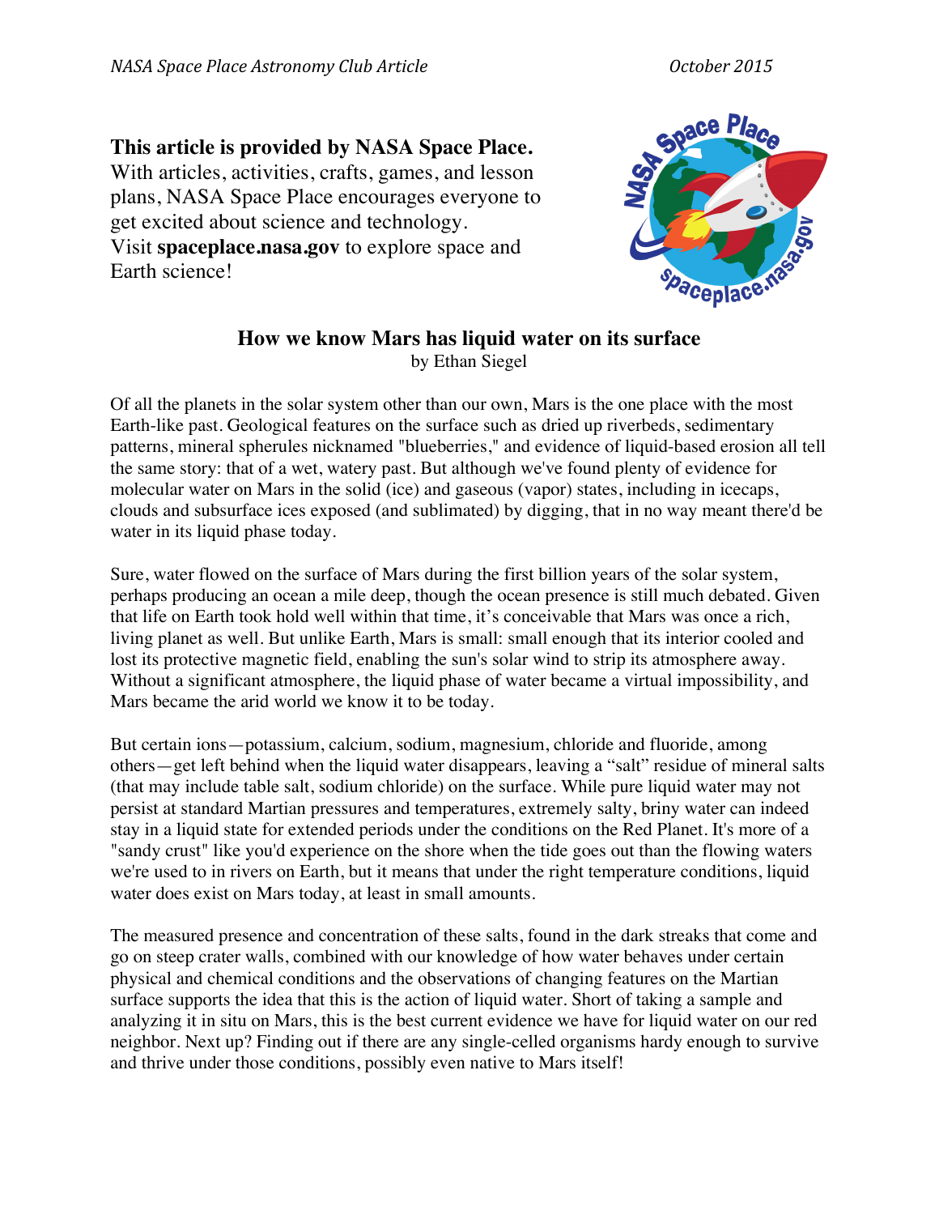**This article is provided by NASA Space Place.**
With articles, activities, crafts, games, and lesson plans, NASA Space Place encourages everyone to get excited about science and technology.
Visit **spaceplace.nasa.gov** to explore space and Earth science!

## How we know Mars has liquid water on its surface

by Ethan Siegel

Of all the planets in the solar system other than our own, Mars is the one place with the most Earth-like past. Geological features on the surface such as dried up riverbeds, sedimentary patterns, mineral spherules nicknamed "blueberries," and evidence of liquid-based erosion all tell the same story: that of a wet, watery past. But although we've found plenty of evidence for molecular water on Mars in the solid (ice) and gaseous (vapor) states, including in icecaps, clouds and subsurface ices exposed (and sublimated) by digging, that in no way meant there'd be water in its liquid phase today.

Sure, water flowed on the surface of Mars during the first billion years of the solar system, perhaps producing an ocean a mile deep, though the ocean presence is still much debated. Given that life on Earth took hold well within that time, it's conceivable that Mars was once a rich, living planet as well. But unlike Earth, Mars is small: small enough that its interior cooled and lost its protective magnetic field, enabling the sun's solar wind to strip its atmosphere away. Without a significant atmosphere, the liquid phase of water became a virtual impossibility, and Mars became the arid world we know it to be today.

But certain ions—potassium, calcium, sodium, magnesium, chloride and fluoride, among others—get left behind when the liquid water disappears, leaving a "salt" residue of mineral salts (that may include table salt, sodium chloride) on the surface. While pure liquid water may not persist at standard Martian pressures and temperatures, extremely salty, briny water can indeed stay in a liquid state for extended periods under the conditions on the Red Planet. It's more of a "sandy crust" like you'd experience on the shore when the tide goes out than the flowing waters we're used to in rivers on Earth, but it means that under the right temperature conditions, liquid water does exist on Mars today, at least in small amounts.

The measured presence and concentration of these salts, found in the dark streaks that come and go on steep crater walls, combined with our knowledge of how water behaves under certain physical and chemical conditions and the observations of changing features on the Martian surface supports the idea that this is the action of liquid water. Short of taking a sample and analyzing it in situ on Mars, this is the best current evidence we have for liquid water on our red neighbor. Next up? Finding out if there are any single-celled organisms hardy enough to survive and thrive under those conditions, possibly even native to Mars itself!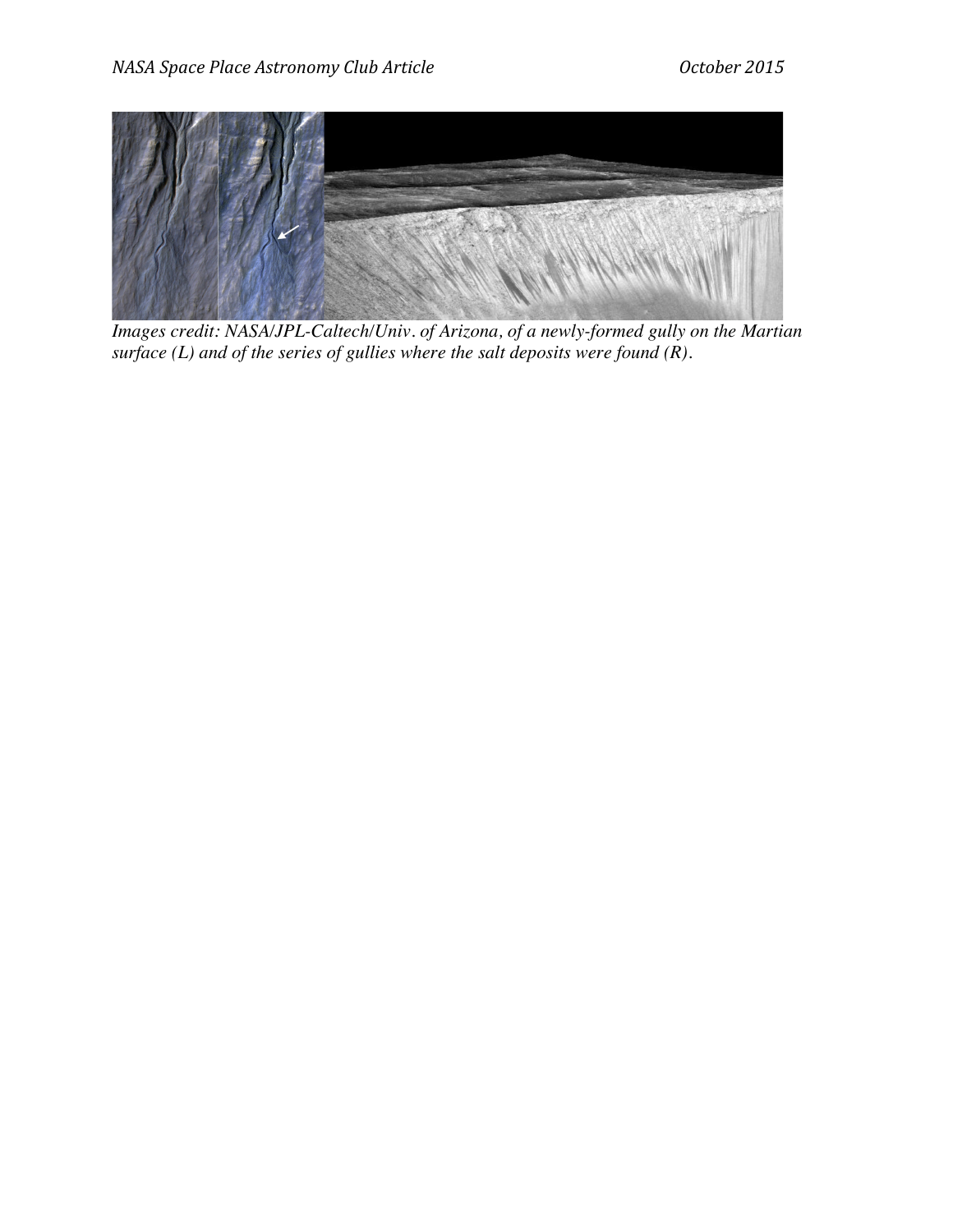*Images credit: NASA/JPL-Caltech/Univ. of Arizona, of a newly-formed gully on the Martian surface (L) and of the series of gullies where the salt deposits were found (R).*